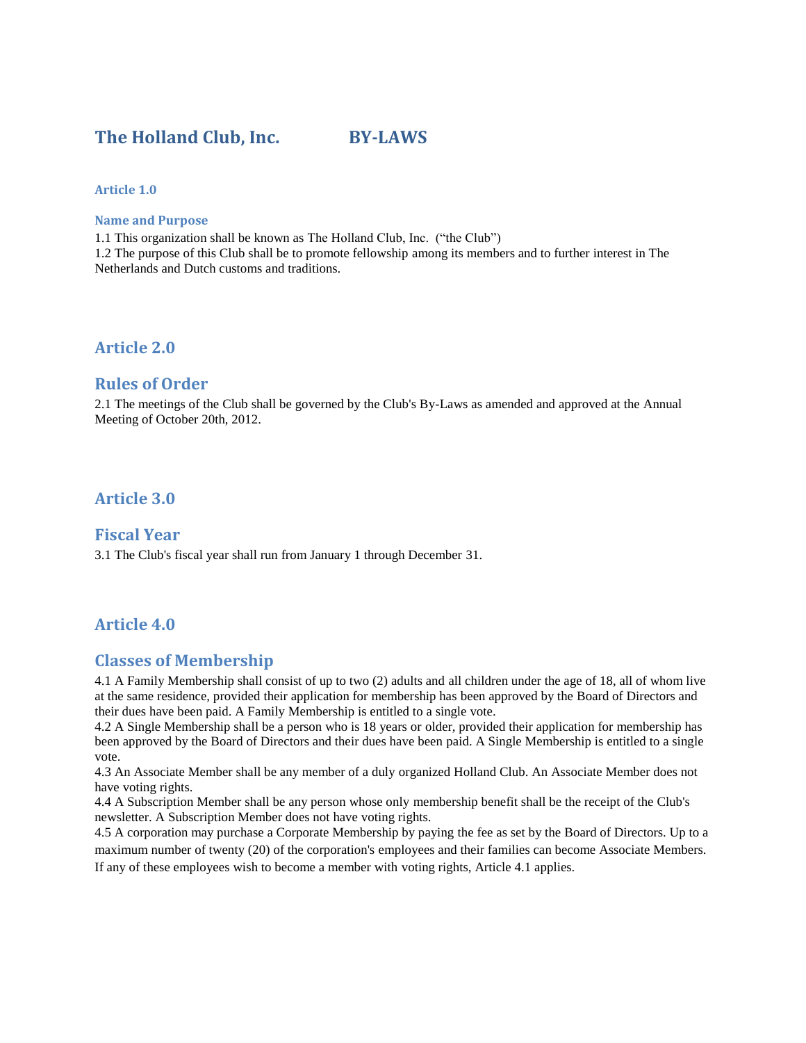# The Holland Club, Inc. BY-LAWS

### Article 1.0

### Name and Purpose

1.1 This organization shall be known as The Holland Club, Inc. ("the Club")
1.2 The purpose of this Club shall be to promote fellowship among its members and to further interest in The Netherlands and Dutch customs and traditions.

## Article 2.0

## Rules of Order

2.1 The meetings of the Club shall be governed by the Club's By-Laws as amended and approved at the Annual Meeting of October 20th, 2012.

## Article 3.0

## Fiscal Year

3.1 The Club's fiscal year shall run from January 1 through December 31.

## Article 4.0

## Classes of Membership

4.1 A Family Membership shall consist of up to two (2) adults and all children under the age of 18, all of whom live at the same residence, provided their application for membership has been approved by the Board of Directors and their dues have been paid. A Family Membership is entitled to a single vote.
4.2 A Single Membership shall be a person who is 18 years or older, provided their application for membership has been approved by the Board of Directors and their dues have been paid. A Single Membership is entitled to a single vote.
4.3 An Associate Member shall be any member of a duly organized Holland Club. An Associate Member does not have voting rights.
4.4 A Subscription Member shall be any person whose only membership benefit shall be the receipt of the Club's newsletter. A Subscription Member does not have voting rights.
4.5 A corporation may purchase a Corporate Membership by paying the fee as set by the Board of Directors. Up to a maximum number of twenty (20) of the corporation's employees and their families can become Associate Members. If any of these employees wish to become a member with voting rights, Article 4.1 applies.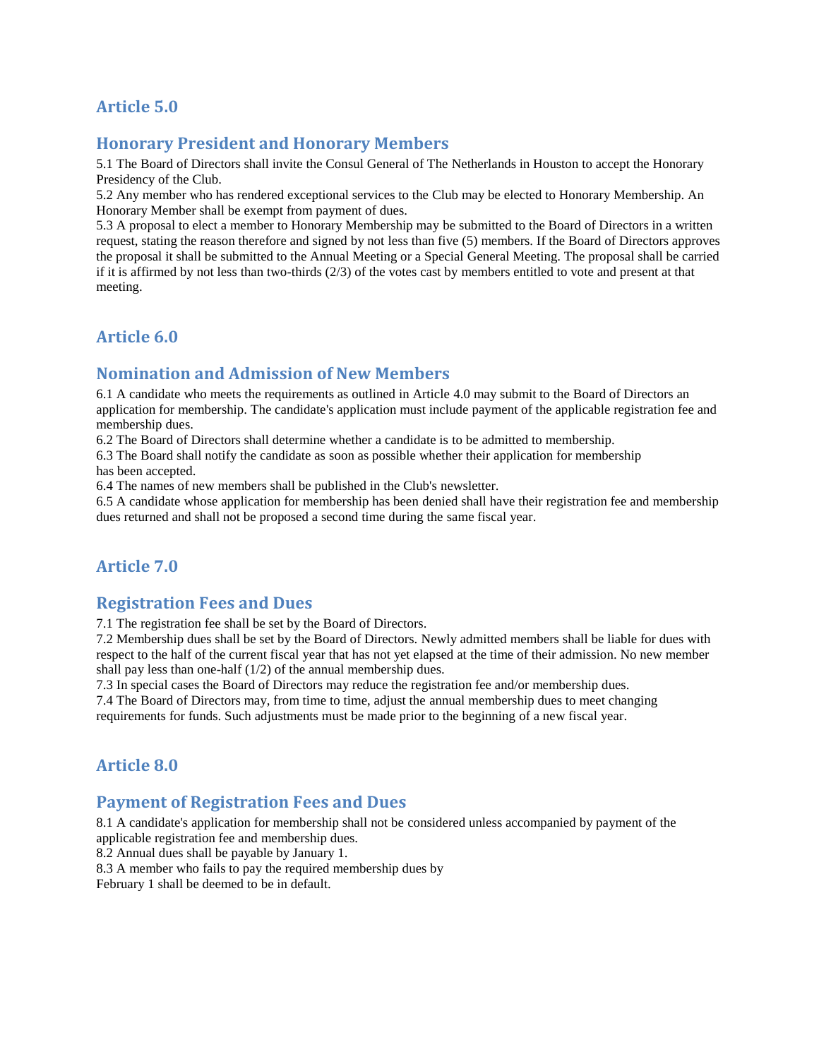## Article 5.0

## Honorary President and Honorary Members

5.1 The Board of Directors shall invite the Consul General of The Netherlands in Houston to accept the Honorary Presidency of the Club.
5.2 Any member who has rendered exceptional services to the Club may be elected to Honorary Membership. An Honorary Member shall be exempt from payment of dues.
5.3 A proposal to elect a member to Honorary Membership may be submitted to the Board of Directors in a written request, stating the reason therefore and signed by not less than five (5) members. If the Board of Directors approves the proposal it shall be submitted to the Annual Meeting or a Special General Meeting. The proposal shall be carried if it is affirmed by not less than two-thirds (2/3) of the votes cast by members entitled to vote and present at that meeting.

## Article 6.0

## Nomination and Admission of New Members

6.1 A candidate who meets the requirements as outlined in Article 4.0 may submit to the Board of Directors an application for membership. The candidate's application must include payment of the applicable registration fee and membership dues.
6.2 The Board of Directors shall determine whether a candidate is to be admitted to membership.
6.3 The Board shall notify the candidate as soon as possible whether their application for membership has been accepted.
6.4 The names of new members shall be published in the Club's newsletter.
6.5 A candidate whose application for membership has been denied shall have their registration fee and membership dues returned and shall not be proposed a second time during the same fiscal year.

## Article 7.0

## Registration Fees and Dues

7.1 The registration fee shall be set by the Board of Directors.
7.2 Membership dues shall be set by the Board of Directors. Newly admitted members shall be liable for dues with respect to the half of the current fiscal year that has not yet elapsed at the time of their admission. No new member shall pay less than one-half (1/2) of the annual membership dues.
7.3 In special cases the Board of Directors may reduce the registration fee and/or membership dues.
7.4 The Board of Directors may, from time to time, adjust the annual membership dues to meet changing requirements for funds. Such adjustments must be made prior to the beginning of a new fiscal year.

## Article 8.0

## Payment of Registration Fees and Dues

8.1 A candidate's application for membership shall not be considered unless accompanied by payment of the applicable registration fee and membership dues.
8.2 Annual dues shall be payable by January 1.
8.3 A member who fails to pay the required membership dues by February 1 shall be deemed to be in default.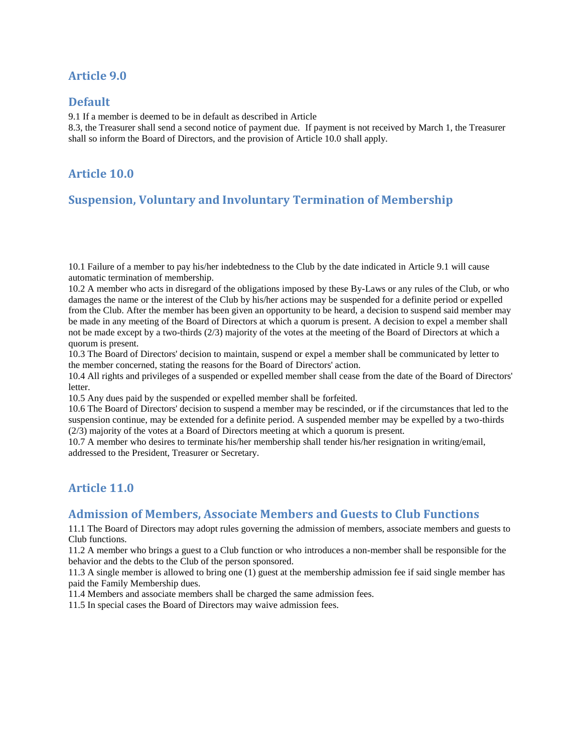## Article 9.0

## Default

9.1 If a member is deemed to be in default as described in Article 8.3, the Treasurer shall send a second notice of payment due. If payment is not received by March 1, the Treasurer shall so inform the Board of Directors, and the provision of Article 10.0 shall apply.

## Article 10.0

## Suspension, Voluntary and Involuntary Termination of Membership

10.1 Failure of a member to pay his/her indebtedness to the Club by the date indicated in Article 9.1 will cause automatic termination of membership.

10.2 A member who acts in disregard of the obligations imposed by these By-Laws or any rules of the Club, or who damages the name or the interest of the Club by his/her actions may be suspended for a definite period or expelled from the Club. After the member has been given an opportunity to be heard, a decision to suspend said member may be made in any meeting of the Board of Directors at which a quorum is present. A decision to expel a member shall not be made except by a two-thirds (2/3) majority of the votes at the meeting of the Board of Directors at which a quorum is present.

10.3 The Board of Directors' decision to maintain, suspend or expel a member shall be communicated by letter to the member concerned, stating the reasons for the Board of Directors' action.

10.4 All rights and privileges of a suspended or expelled member shall cease from the date of the Board of Directors' letter.

10.5 Any dues paid by the suspended or expelled member shall be forfeited.

10.6 The Board of Directors' decision to suspend a member may be rescinded, or if the circumstances that led to the suspension continue, may be extended for a definite period. A suspended member may be expelled by a two-thirds (2/3) majority of the votes at a Board of Directors meeting at which a quorum is present.

10.7 A member who desires to terminate his/her membership shall tender his/her resignation in writing/email, addressed to the President, Treasurer or Secretary.

## Article 11.0

## Admission of Members, Associate Members and Guests to Club Functions

11.1 The Board of Directors may adopt rules governing the admission of members, associate members and guests to Club functions.

11.2 A member who brings a guest to a Club function or who introduces a non-member shall be responsible for the behavior and the debts to the Club of the person sponsored.

11.3 A single member is allowed to bring one (1) guest at the membership admission fee if said single member has paid the Family Membership dues.

11.4 Members and associate members shall be charged the same admission fees.

11.5 In special cases the Board of Directors may waive admission fees.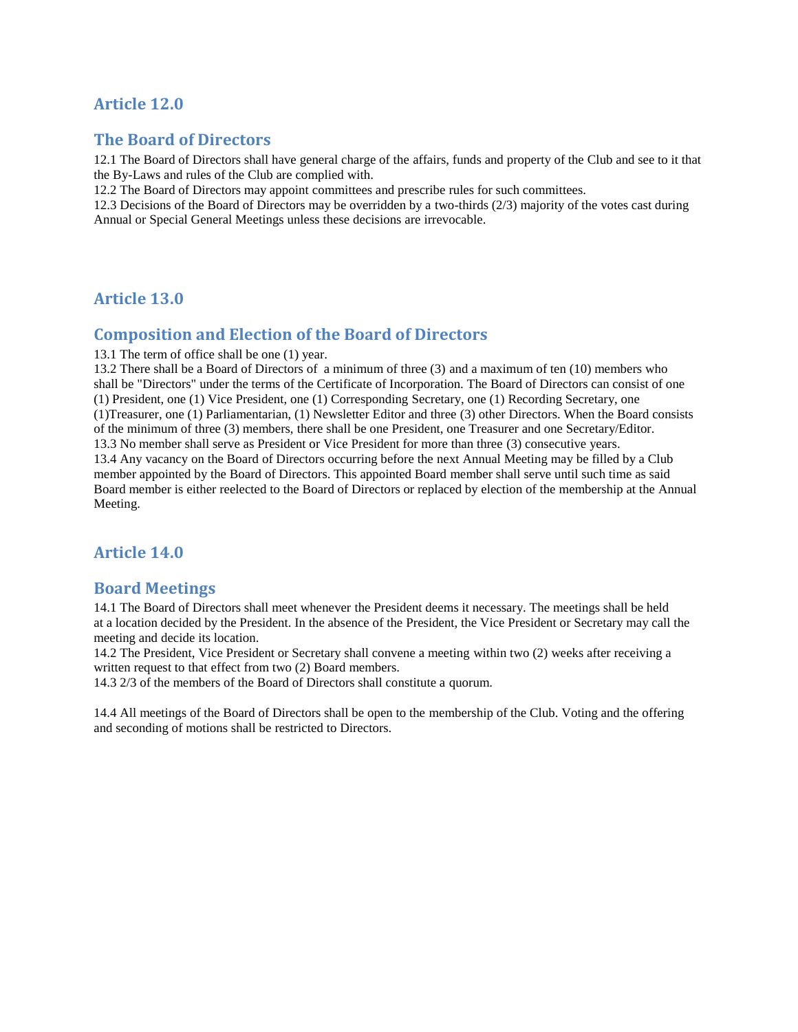## Article 12.0

## The Board of Directors

12.1 The Board of Directors shall have general charge of the affairs, funds and property of the Club and see to it that the By-Laws and rules of the Club are complied with.
12.2 The Board of Directors may appoint committees and prescribe rules for such committees.
12.3 Decisions of the Board of Directors may be overridden by a two-thirds (2/3) majority of the votes cast during Annual or Special General Meetings unless these decisions are irrevocable.

## Article 13.0

## Composition and Election of the Board of Directors

13.1 The term of office shall be one (1) year.
13.2 There shall be a Board of Directors of a minimum of three (3) and a maximum of ten (10) members who shall be "Directors" under the terms of the Certificate of Incorporation. The Board of Directors can consist of one (1) President, one (1) Vice President, one (1) Corresponding Secretary, one (1) Recording Secretary, one (1)Treasurer, one (1) Parliamentarian, (1) Newsletter Editor and three (3) other Directors. When the Board consists of the minimum of three (3) members, there shall be one President, one Treasurer and one Secretary/Editor.
13.3 No member shall serve as President or Vice President for more than three (3) consecutive years.
13.4 Any vacancy on the Board of Directors occurring before the next Annual Meeting may be filled by a Club member appointed by the Board of Directors. This appointed Board member shall serve until such time as said Board member is either reelected to the Board of Directors or replaced by election of the membership at the Annual Meeting.

## Article 14.0

## Board Meetings

14.1 The Board of Directors shall meet whenever the President deems it necessary. The meetings shall be held at a location decided by the President. In the absence of the President, the Vice President or Secretary may call the meeting and decide its location.
14.2 The President, Vice President or Secretary shall convene a meeting within two (2) weeks after receiving a written request to that effect from two (2) Board members.
14.3 2/3 of the members of the Board of Directors shall constitute a quorum.

14.4 All meetings of the Board of Directors shall be open to the membership of the Club. Voting and the offering and seconding of motions shall be restricted to Directors.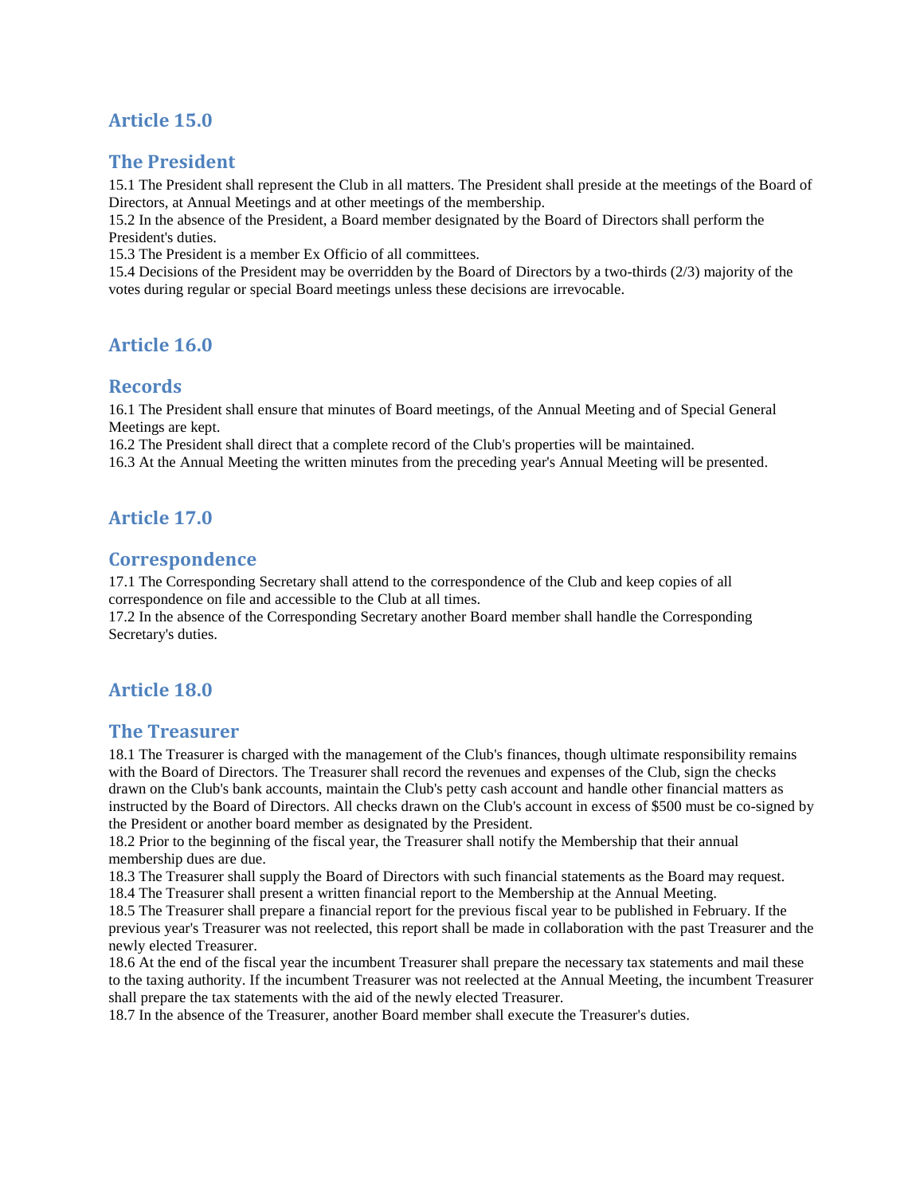## Article 15.0

## The President

15.1 The President shall represent the Club in all matters. The President shall preside at the meetings of the Board of Directors, at Annual Meetings and at other meetings of the membership.
15.2 In the absence of the President, a Board member designated by the Board of Directors shall perform the President's duties.
15.3 The President is a member Ex Officio of all committees.
15.4 Decisions of the President may be overridden by the Board of Directors by a two-thirds (2/3) majority of the votes during regular or special Board meetings unless these decisions are irrevocable.

## Article 16.0

## Records

16.1 The President shall ensure that minutes of Board meetings, of the Annual Meeting and of Special General Meetings are kept.
16.2 The President shall direct that a complete record of the Club's properties will be maintained.
16.3 At the Annual Meeting the written minutes from the preceding year's Annual Meeting will be presented.

## Article 17.0

## Correspondence

17.1 The Corresponding Secretary shall attend to the correspondence of the Club and keep copies of all correspondence on file and accessible to the Club at all times.
17.2 In the absence of the Corresponding Secretary another Board member shall handle the Corresponding Secretary's duties.

## Article 18.0

## The Treasurer

18.1 The Treasurer is charged with the management of the Club's finances, though ultimate responsibility remains with the Board of Directors. The Treasurer shall record the revenues and expenses of the Club, sign the checks drawn on the Club's bank accounts, maintain the Club's petty cash account and handle other financial matters as instructed by the Board of Directors. All checks drawn on the Club's account in excess of $500 must be co-signed by the President or another board member as designated by the President.
18.2 Prior to the beginning of the fiscal year, the Treasurer shall notify the Membership that their annual membership dues are due.
18.3 The Treasurer shall supply the Board of Directors with such financial statements as the Board may request.
18.4 The Treasurer shall present a written financial report to the Membership at the Annual Meeting.
18.5 The Treasurer shall prepare a financial report for the previous fiscal year to be published in February. If the previous year's Treasurer was not reelected, this report shall be made in collaboration with the past Treasurer and the newly elected Treasurer.
18.6 At the end of the fiscal year the incumbent Treasurer shall prepare the necessary tax statements and mail these to the taxing authority. If the incumbent Treasurer was not reelected at the Annual Meeting, the incumbent Treasurer shall prepare the tax statements with the aid of the newly elected Treasurer.
18.7 In the absence of the Treasurer, another Board member shall execute the Treasurer's duties.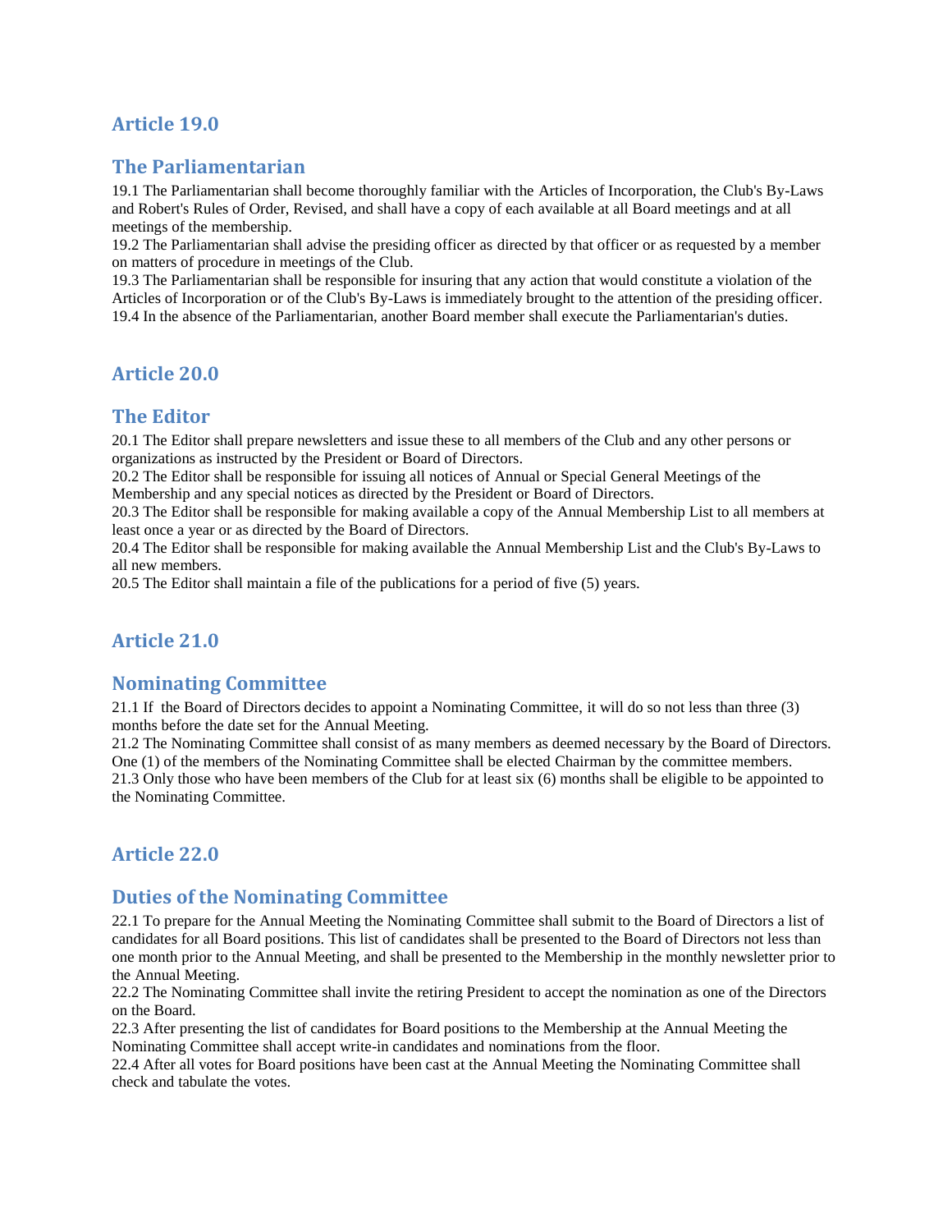## Article 19.0

## The Parliamentarian

19.1 The Parliamentarian shall become thoroughly familiar with the Articles of Incorporation, the Club's By-Laws and Robert's Rules of Order, Revised, and shall have a copy of each available at all Board meetings and at all meetings of the membership.
19.2 The Parliamentarian shall advise the presiding officer as directed by that officer or as requested by a member on matters of procedure in meetings of the Club.
19.3 The Parliamentarian shall be responsible for insuring that any action that would constitute a violation of the Articles of Incorporation or of the Club's By-Laws is immediately brought to the attention of the presiding officer.
19.4 In the absence of the Parliamentarian, another Board member shall execute the Parliamentarian's duties.

## Article 20.0

## The Editor

20.1 The Editor shall prepare newsletters and issue these to all members of the Club and any other persons or organizations as instructed by the President or Board of Directors.
20.2 The Editor shall be responsible for issuing all notices of Annual or Special General Meetings of the Membership and any special notices as directed by the President or Board of Directors.
20.3 The Editor shall be responsible for making available a copy of the Annual Membership List to all members at least once a year or as directed by the Board of Directors.
20.4 The Editor shall be responsible for making available the Annual Membership List and the Club's By-Laws to all new members.
20.5 The Editor shall maintain a file of the publications for a period of five (5) years.

## Article 21.0

## Nominating Committee

21.1 If the Board of Directors decides to appoint a Nominating Committee, it will do so not less than three (3) months before the date set for the Annual Meeting.
21.2 The Nominating Committee shall consist of as many members as deemed necessary by the Board of Directors. One (1) of the members of the Nominating Committee shall be elected Chairman by the committee members.
21.3 Only those who have been members of the Club for at least six (6) months shall be eligible to be appointed to the Nominating Committee.

## Article 22.0

## Duties of the Nominating Committee

22.1 To prepare for the Annual Meeting the Nominating Committee shall submit to the Board of Directors a list of candidates for all Board positions. This list of candidates shall be presented to the Board of Directors not less than one month prior to the Annual Meeting, and shall be presented to the Membership in the monthly newsletter prior to the Annual Meeting.
22.2 The Nominating Committee shall invite the retiring President to accept the nomination as one of the Directors on the Board.
22.3 After presenting the list of candidates for Board positions to the Membership at the Annual Meeting the Nominating Committee shall accept write-in candidates and nominations from the floor.
22.4 After all votes for Board positions have been cast at the Annual Meeting the Nominating Committee shall check and tabulate the votes.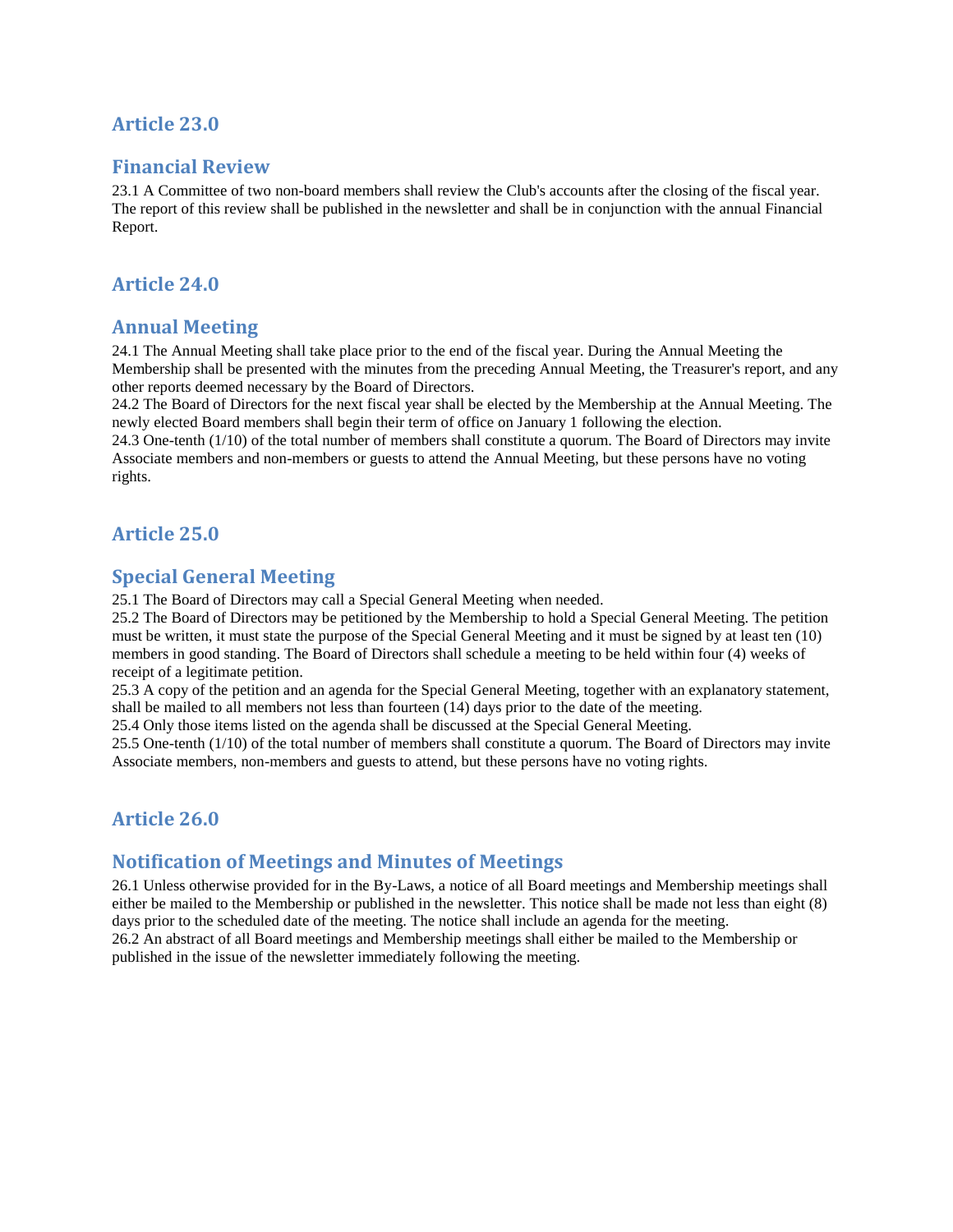## Article 23.0

## Financial Review

23.1 A Committee of two non-board members shall review the Club's accounts after the closing of the fiscal year. The report of this review shall be published in the newsletter and shall be in conjunction with the annual Financial Report.

## Article 24.0

## Annual Meeting

24.1 The Annual Meeting shall take place prior to the end of the fiscal year. During the Annual Meeting the Membership shall be presented with the minutes from the preceding Annual Meeting, the Treasurer's report, and any other reports deemed necessary by the Board of Directors.
24.2 The Board of Directors for the next fiscal year shall be elected by the Membership at the Annual Meeting. The newly elected Board members shall begin their term of office on January 1 following the election.
24.3 One-tenth (1/10) of the total number of members shall constitute a quorum. The Board of Directors may invite Associate members and non-members or guests to attend the Annual Meeting, but these persons have no voting rights.

## Article 25.0

## Special General Meeting

25.1 The Board of Directors may call a Special General Meeting when needed.
25.2 The Board of Directors may be petitioned by the Membership to hold a Special General Meeting. The petition must be written, it must state the purpose of the Special General Meeting and it must be signed by at least ten (10) members in good standing. The Board of Directors shall schedule a meeting to be held within four (4) weeks of receipt of a legitimate petition.
25.3 A copy of the petition and an agenda for the Special General Meeting, together with an explanatory statement, shall be mailed to all members not less than fourteen (14) days prior to the date of the meeting.
25.4 Only those items listed on the agenda shall be discussed at the Special General Meeting.
25.5 One-tenth (1/10) of the total number of members shall constitute a quorum. The Board of Directors may invite Associate members, non-members and guests to attend, but these persons have no voting rights.

## Article 26.0

## Notification of Meetings and Minutes of Meetings

26.1 Unless otherwise provided for in the By-Laws, a notice of all Board meetings and Membership meetings shall either be mailed to the Membership or published in the newsletter. This notice shall be made not less than eight (8) days prior to the scheduled date of the meeting. The notice shall include an agenda for the meeting.
26.2 An abstract of all Board meetings and Membership meetings shall either be mailed to the Membership or published in the issue of the newsletter immediately following the meeting.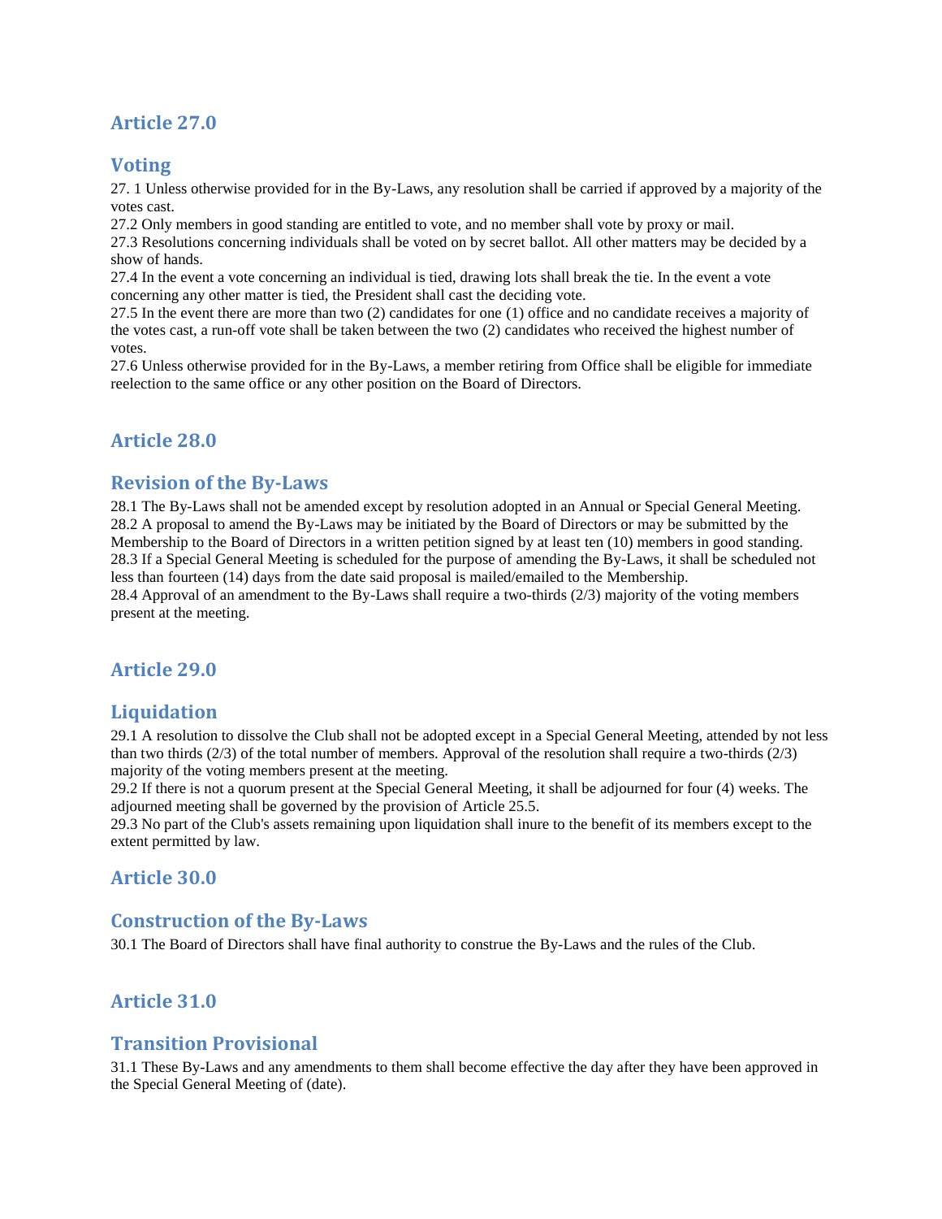## Article 27.0

## Voting

27. 1 Unless otherwise provided for in the By-Laws, any resolution shall be carried if approved by a majority of the votes cast.
27.2 Only members in good standing are entitled to vote, and no member shall vote by proxy or mail.
27.3 Resolutions concerning individuals shall be voted on by secret ballot. All other matters may be decided by a show of hands.
27.4 In the event a vote concerning an individual is tied, drawing lots shall break the tie. In the event a vote concerning any other matter is tied, the President shall cast the deciding vote.
27.5 In the event there are more than two (2) candidates for one (1) office and no candidate receives a majority of the votes cast, a run-off vote shall be taken between the two (2) candidates who received the highest number of votes.
27.6 Unless otherwise provided for in the By-Laws, a member retiring from Office shall be eligible for immediate reelection to the same office or any other position on the Board of Directors.

## Article 28.0

## Revision of the By-Laws

28.1 The By-Laws shall not be amended except by resolution adopted in an Annual or Special General Meeting.
28.2 A proposal to amend the By-Laws may be initiated by the Board of Directors or may be submitted by the Membership to the Board of Directors in a written petition signed by at least ten (10) members in good standing.
28.3 If a Special General Meeting is scheduled for the purpose of amending the By-Laws, it shall be scheduled not less than fourteen (14) days from the date said proposal is mailed/emailed to the Membership.
28.4 Approval of an amendment to the By-Laws shall require a two-thirds (2/3) majority of the voting members present at the meeting.

## Article 29.0

## Liquidation

29.1 A resolution to dissolve the Club shall not be adopted except in a Special General Meeting, attended by not less than two thirds (2/3) of the total number of members. Approval of the resolution shall require a two-thirds (2/3) majority of the voting members present at the meeting.
29.2 If there is not a quorum present at the Special General Meeting, it shall be adjourned for four (4) weeks. The adjourned meeting shall be governed by the provision of Article 25.5.
29.3 No part of the Club's assets remaining upon liquidation shall inure to the benefit of its members except to the extent permitted by law.

## Article 30.0

## Construction of the By-Laws

30.1 The Board of Directors shall have final authority to construe the By-Laws and the rules of the Club.

## Article 31.0

## Transition Provisional

31.1 These By-Laws and any amendments to them shall become effective the day after they have been approved in the Special General Meeting of (date).